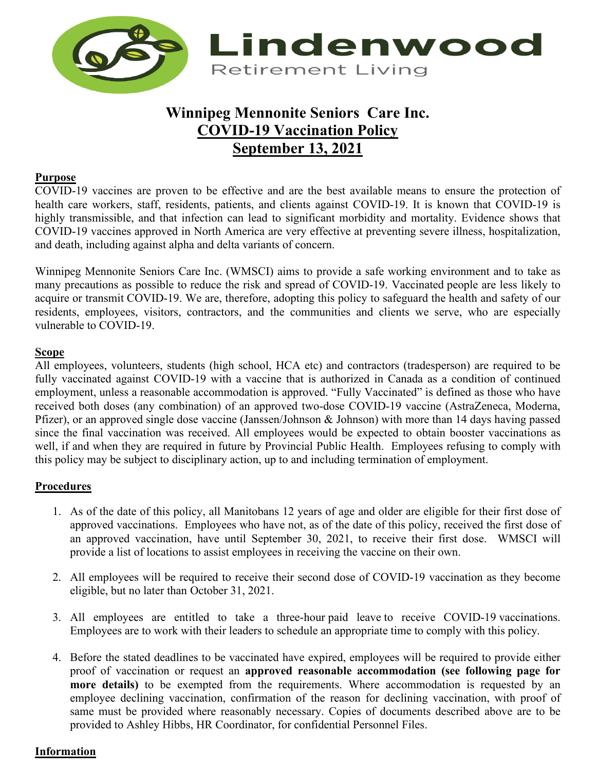Lindenwood

Retirement Living

# Winnipeg Mennonite Seniors Care Inc.
# COVID-19 Vaccination Policy
# September 13, 2021

## Purpose

COVID-19 vaccines are proven to be effective and are the best available means to ensure the protection of health care workers, staff, residents, patients, and clients against COVID-19. It is known that COVID-19 is highly transmissible, and that infection can lead to significant morbidity and mortality. Evidence shows that COVID-19 vaccines approved in North America are very effective at preventing severe illness, hospitalization, and death, including against alpha and delta variants of concern.

Winnipeg Mennonite Seniors Care Inc. (WMSCI) aims to provide a safe working environment and to take as many precautions as possible to reduce the risk and spread of COVID-19. Vaccinated people are less likely to acquire or transmit COVID-19. We are, therefore, adopting this policy to safeguard the health and safety of our residents, employees, visitors, contractors, and the communities and clients we serve, who are especially vulnerable to COVID-19.

## Scope

All employees, volunteers, students (high school, HCA etc) and contractors (tradesperson) are required to be fully vaccinated against COVID-19 with a vaccine that is authorized in Canada as a condition of continued employment, unless a reasonable accommodation is approved. "Fully Vaccinated" is defined as those who have received both doses (any combination) of an approved two-dose COVID-19 vaccine (AstraZeneca, Moderna, Pfizer), or an approved single dose vaccine (Janssen/Johnson & Johnson) with more than 14 days having passed since the final vaccination was received. All employees would be expected to obtain booster vaccinations as well, if and when they are required in future by Provincial Public Health. Employees refusing to comply with this policy may be subject to disciplinary action, up to and including termination of employment.

## Procedures

1. As of the date of this policy, all Manitobans 12 years of age and older are eligible for their first dose of approved vaccinations. Employees who have not, as of the date of this policy, received the first dose of an approved vaccination, have until September 30, 2021, to receive their first dose. WMSCI will provide a list of locations to assist employees in receiving the vaccine on their own.

2. All employees will be required to receive their second dose of COVID-19 vaccination as they become eligible, but no later than October 31, 2021.

3. All employees are entitled to take a three-hour paid leave to receive COVID-19 vaccinations. Employees are to work with their leaders to schedule an appropriate time to comply with this policy.

4. Before the stated deadlines to be vaccinated have expired, employees will be required to provide either proof of vaccination or request an **approved reasonable accommodation (see following page for more details)** to be exempted from the requirements. Where accommodation is requested by an employee declining vaccination, confirmation of the reason for declining vaccination, with proof of same must be provided where reasonably necessary. Copies of documents described above are to be provided to Ashley Hibbs, HR Coordinator, for confidential Personnel Files.

## Information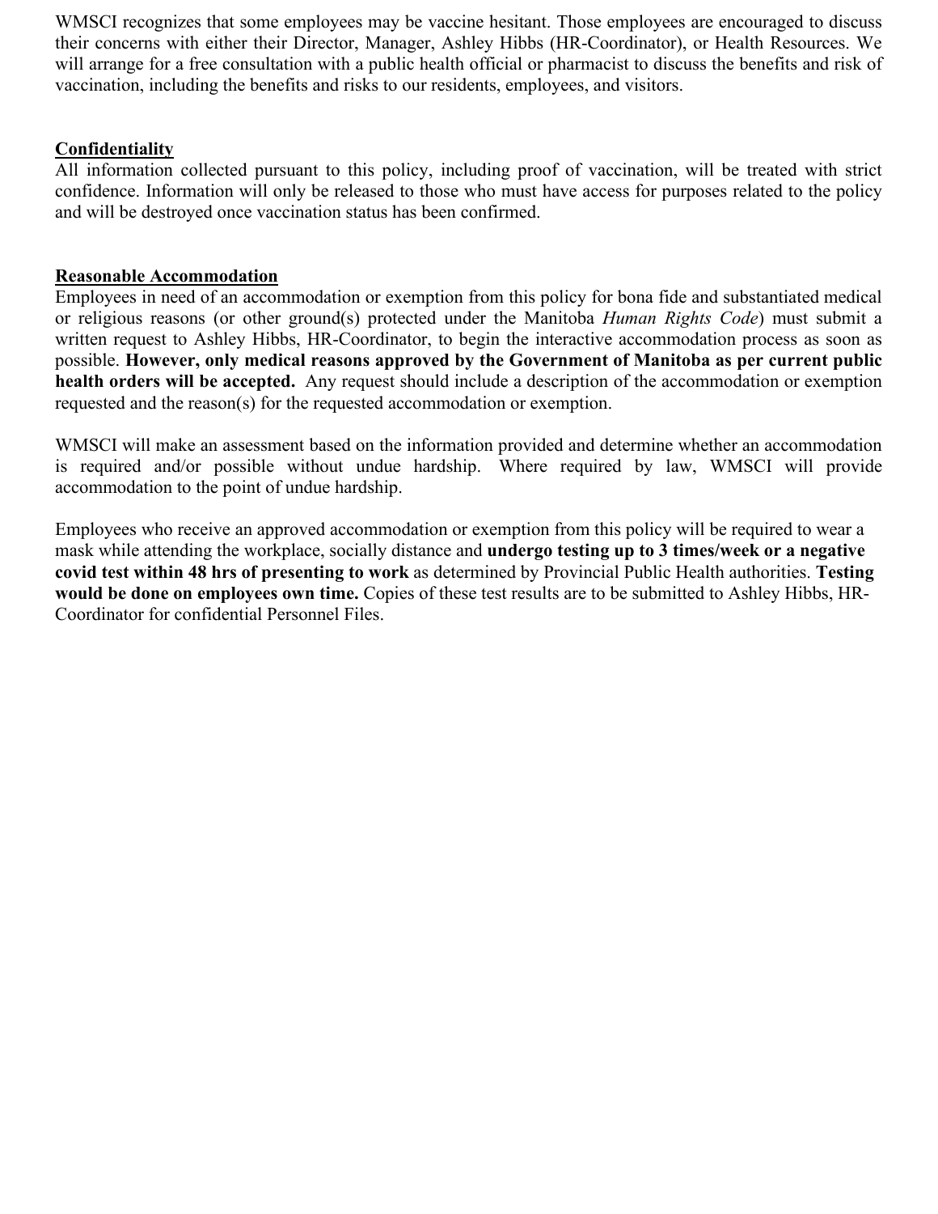WMSCI recognizes that some employees may be vaccine hesitant. Those employees are encouraged to discuss their concerns with either their Director, Manager, Ashley Hibbs (HR-Coordinator), or Health Resources. We will arrange for a free consultation with a public health official or pharmacist to discuss the benefits and risk of vaccination, including the benefits and risks to our residents, employees, and visitors.

## Confidentiality

All information collected pursuant to this policy, including proof of vaccination, will be treated with strict confidence. Information will only be released to those who must have access for purposes related to the policy and will be destroyed once vaccination status has been confirmed.

## Reasonable Accommodation

Employees in need of an accommodation or exemption from this policy for bona fide and substantiated medical or religious reasons (or other ground(s) protected under the Manitoba *Human Rights Code*) must submit a written request to Ashley Hibbs, HR-Coordinator, to begin the interactive accommodation process as soon as possible. **However, only medical reasons approved by the Government of Manitoba as per current public health orders will be accepted.** Any request should include a description of the accommodation or exemption requested and the reason(s) for the requested accommodation or exemption.

WMSCI will make an assessment based on the information provided and determine whether an accommodation is required and/or possible without undue hardship. Where required by law, WMSCI will provide accommodation to the point of undue hardship.

Employees who receive an approved accommodation or exemption from this policy will be required to wear a mask while attending the workplace, socially distance and **undergo testing up to 3 times/week or a negative covid test within 48 hrs of presenting to work** as determined by Provincial Public Health authorities. **Testing would be done on employees own time.** Copies of these test results are to be submitted to Ashley Hibbs, HR-Coordinator for confidential Personnel Files.